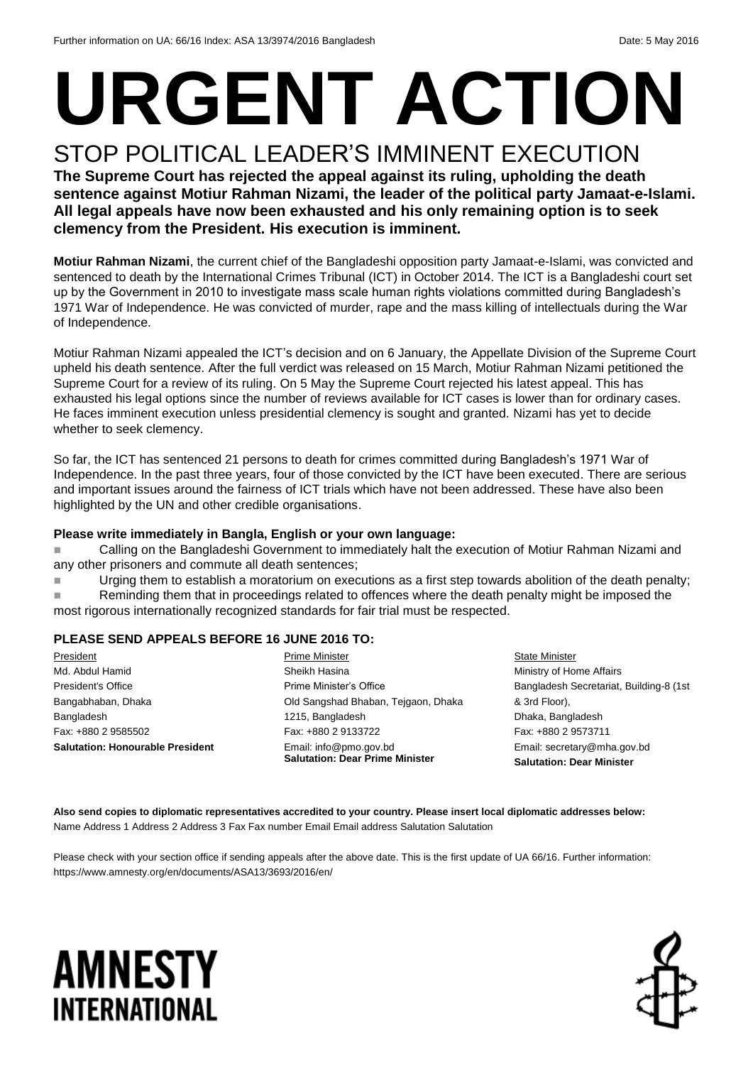Further information on UA: 66/16 Index: ASA 13/3974/2016 Bangladesh Date: 5 May 2016

# URGENT ACTION

## STOP POLITICAL LEADER'S IMMINENT EXECUTION

**The Supreme Court has rejected the appeal against its ruling, upholding the death sentence against Motiur Rahman Nizami, the leader of the political party Jamaat-e-Islami. All legal appeals have now been exhausted and his only remaining option is to seek clemency from the President. His execution is imminent.**

**Motiur Rahman Nizami**, the current chief of the Bangladeshi opposition party Jamaat-e-Islami, was convicted and sentenced to death by the International Crimes Tribunal (ICT) in October 2014. The ICT is a Bangladeshi court set up by the Government in 2010 to investigate mass scale human rights violations committed during Bangladesh's 1971 War of Independence. He was convicted of murder, rape and the mass killing of intellectuals during the War of Independence.

Motiur Rahman Nizami appealed the ICT's decision and on 6 January, the Appellate Division of the Supreme Court upheld his death sentence. After the full verdict was released on 15 March, Motiur Rahman Nizami petitioned the Supreme Court for a review of its ruling. On 5 May the Supreme Court rejected his latest appeal. This has exhausted his legal options since the number of reviews available for ICT cases is lower than for ordinary cases. He faces imminent execution unless presidential clemency is sought and granted. Nizami has yet to decide whether to seek clemency.

So far, the ICT has sentenced 21 persons to death for crimes committed during Bangladesh's 1971 War of Independence. In the past three years, four of those convicted by the ICT have been executed. There are serious and important issues around the fairness of ICT trials which have not been addressed. These have also been highlighted by the UN and other credible organisations.

**Please write immediately in Bangla, English or your own language:**

- Calling on the Bangladeshi Government to immediately halt the execution of Motiur Rahman Nizami and any other prisoners and commute all death sentences;
- Urging them to establish a moratorium on executions as a first step towards abolition of the death penalty;
- Reminding them that in proceedings related to offences where the death penalty might be imposed the most rigorous internationally recognized standards for fair trial must be respected.

**PLEASE SEND APPEALS BEFORE 16 JUNE 2016 TO:**

President
Md. Abdul Hamid
President's Office
Bangabhaban, Dhaka
Bangladesh
Fax: +880 2 9585502
**Salutation: Honourable President**

Prime Minister
Sheikh Hasina
Prime Minister's Office
Old Sangshad Bhaban, Tejgaon, Dhaka
1215, Bangladesh
Fax: +880 2 9133722
Email: info@pmo.gov.bd
**Salutation: Dear Prime Minister**

State Minister
Ministry of Home Affairs
Bangladesh Secretariat, Building-8 (1st & 3rd Floor),
Dhaka, Bangladesh
Fax: +880 2 9573711
Email: secretary@mha.gov.bd
**Salutation: Dear Minister**

**Also send copies to diplomatic representatives accredited to your country. Please insert local diplomatic addresses below:**
Name Address 1 Address 2 Address 3 Fax Fax number Email Email address Salutation Salutation

Please check with your section office if sending appeals after the above date. This is the first update of UA 66/16. Further information: https://www.amnesty.org/en/documents/ASA13/3693/2016/en/

AMNESTY INTERNATIONAL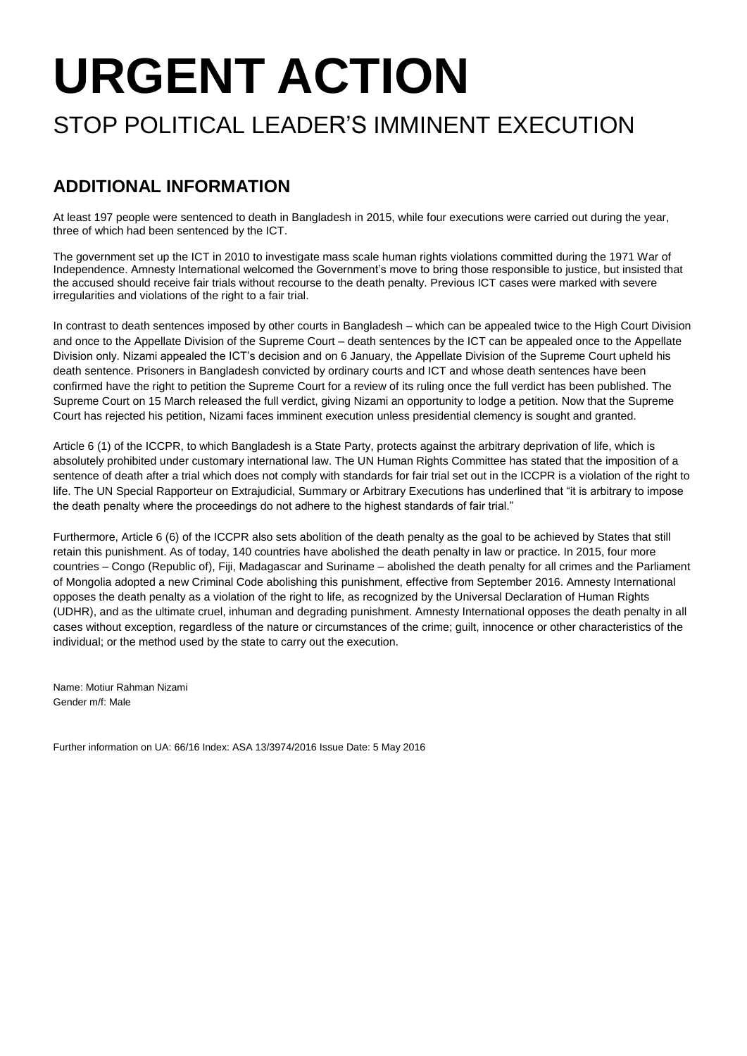# URGENT ACTION

## STOP POLITICAL LEADER'S IMMINENT EXECUTION

### ADDITIONAL INFORMATION

At least 197 people were sentenced to death in Bangladesh in 2015, while four executions were carried out during the year, three of which had been sentenced by the ICT.

The government set up the ICT in 2010 to investigate mass scale human rights violations committed during the 1971 War of Independence. Amnesty International welcomed the Government's move to bring those responsible to justice, but insisted that the accused should receive fair trials without recourse to the death penalty. Previous ICT cases were marked with severe irregularities and violations of the right to a fair trial.

In contrast to death sentences imposed by other courts in Bangladesh – which can be appealed twice to the High Court Division and once to the Appellate Division of the Supreme Court – death sentences by the ICT can be appealed once to the Appellate Division only. Nizami appealed the ICT's decision and on 6 January, the Appellate Division of the Supreme Court upheld his death sentence. Prisoners in Bangladesh convicted by ordinary courts and ICT and whose death sentences have been confirmed have the right to petition the Supreme Court for a review of its ruling once the full verdict has been published. The Supreme Court on 15 March released the full verdict, giving Nizami an opportunity to lodge a petition. Now that the Supreme Court has rejected his petition, Nizami faces imminent execution unless presidential clemency is sought and granted.

Article 6 (1) of the ICCPR, to which Bangladesh is a State Party, protects against the arbitrary deprivation of life, which is absolutely prohibited under customary international law. The UN Human Rights Committee has stated that the imposition of a sentence of death after a trial which does not comply with standards for fair trial set out in the ICCPR is a violation of the right to life. The UN Special Rapporteur on Extrajudicial, Summary or Arbitrary Executions has underlined that "it is arbitrary to impose the death penalty where the proceedings do not adhere to the highest standards of fair trial."

Furthermore, Article 6 (6) of the ICCPR also sets abolition of the death penalty as the goal to be achieved by States that still retain this punishment. As of today, 140 countries have abolished the death penalty in law or practice. In 2015, four more countries – Congo (Republic of), Fiji, Madagascar and Suriname – abolished the death penalty for all crimes and the Parliament of Mongolia adopted a new Criminal Code abolishing this punishment, effective from September 2016. Amnesty International opposes the death penalty as a violation of the right to life, as recognized by the Universal Declaration of Human Rights (UDHR), and as the ultimate cruel, inhuman and degrading punishment. Amnesty International opposes the death penalty in all cases without exception, regardless of the nature or circumstances of the crime; guilt, innocence or other characteristics of the individual; or the method used by the state to carry out the execution.

Name: Motiur Rahman Nizami
Gender m/f: Male

Further information on UA: 66/16 Index: ASA 13/3974/2016 Issue Date: 5 May 2016